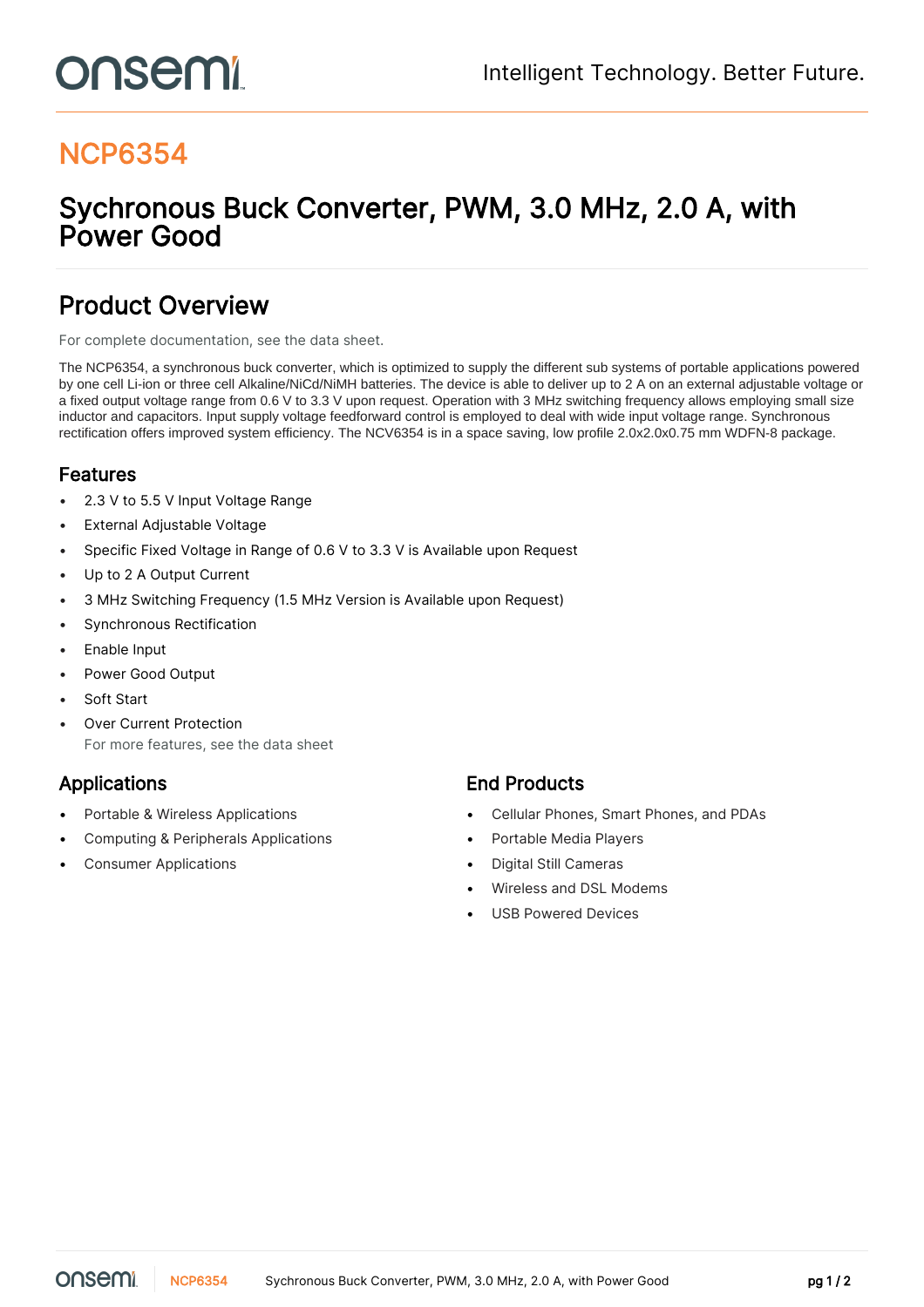# NCP6354

## Sychronous Buck Converter, PWM, 3.0 MHz, 2.0 A, with Power Good

## Product Overview

For complete documentation, see the data sheet.

The NCP6354, a synchronous buck converter, which is optimized to supply the different sub systems of portable applications powered by one cell Li-ion or three cell Alkaline/NiCd/NiMH batteries. The device is able to deliver up to 2 A on an external adjustable voltage or a fixed output voltage range from 0.6 V to 3.3 V upon request. Operation with 3 MHz switching frequency allows employing small size inductor and capacitors. Input supply voltage feedforward control is employed to deal with wide input voltage range. Synchronous rectification offers improved system efficiency. The NCV6354 is in a space saving, low profile 2.0x2.0x0.75 mm WDFN-8 package.

### Features

- 2.3 V to 5.5 V Input Voltage Range
- External Adjustable Voltage
- Specific Fixed Voltage in Range of 0.6 V to 3.3 V is Available upon Request
- Up to 2 A Output Current
- 3 MHz Switching Frequency (1.5 MHz Version is Available upon Request)
- Synchronous Rectification
- Enable Input
- Power Good Output
- Soft Start
- Over Current Protection

For more features, see the data sheet

### Applications

- Portable & Wireless Applications
- Computing & Peripherals Applications
- Consumer Applications

### End Products

- Cellular Phones, Smart Phones, and PDAs
- Portable Media Players
- Digital Still Cameras
- Wireless and DSL Modems
- USB Powered Devices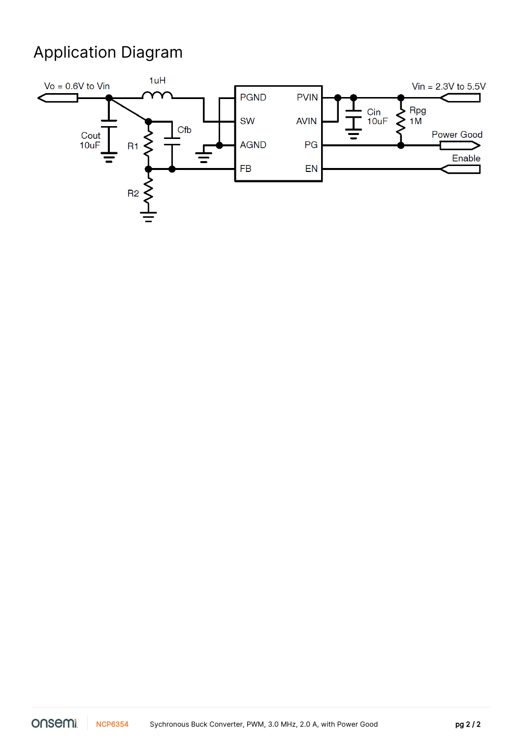# Application Diagram

Vo = 0.6V to Vin

1uH

Cout
10uF

R1

Cfb

R2

PGND
SW
AGND
FB

PVIN
AVIN
PG
EN

Cin
10uF

Rpg
1M

Vin = 2.3V to 5.5V

Power Good

Enable